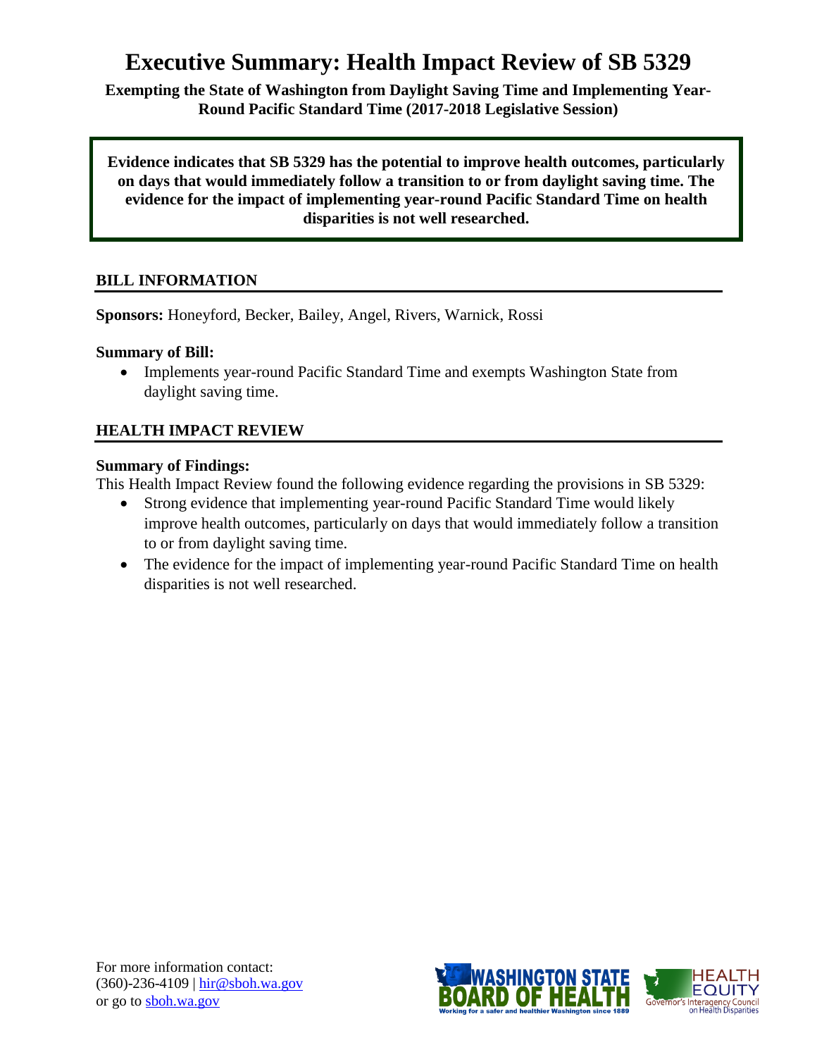# Executive Summary: Health Impact Review of SB 5329

**Exempting the State of Washington from Daylight Saving Time and Implementing Year-Round Pacific Standard Time (2017-2018 Legislative Session)**

**Evidence indicates that SB 5329 has the potential to improve health outcomes, particularly on days that would immediately follow a transition to or from daylight saving time. The evidence for the impact of implementing year-round Pacific Standard Time on health disparities is not well researched.**

## BILL INFORMATION

**Sponsors:** Honeyford, Becker, Bailey, Angel, Rivers, Warnick, Rossi

**Summary of Bill:**

- Implements year-round Pacific Standard Time and exempts Washington State from daylight saving time.

## HEALTH IMPACT REVIEW

**Summary of Findings:**

This Health Impact Review found the following evidence regarding the provisions in SB 5329:

- Strong evidence that implementing year-round Pacific Standard Time would likely improve health outcomes, particularly on days that would immediately follow a transition to or from daylight saving time.
- The evidence for the impact of implementing year-round Pacific Standard Time on health disparities is not well researched.

For more information contact:
(360)-236-4109 | hir@sboh.wa.gov
or go to sboh.wa.gov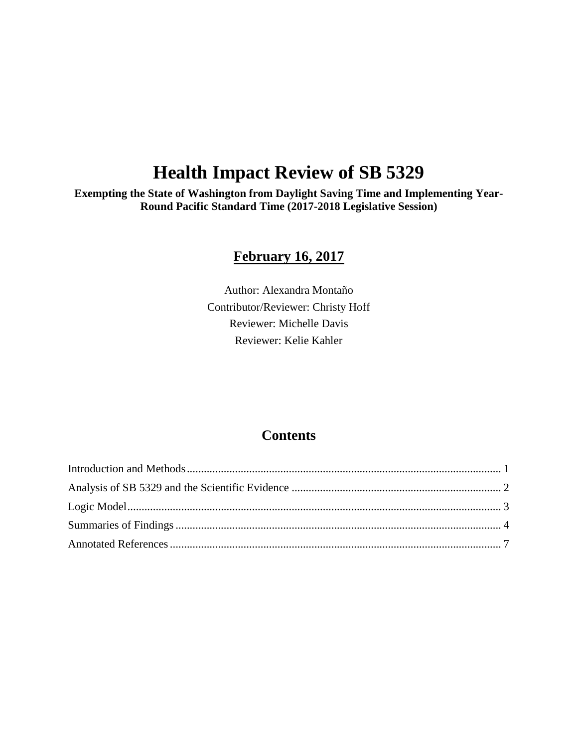# Health Impact Review of SB 5329

**Exempting the State of Washington from Daylight Saving Time and Implementing Year-Round Pacific Standard Time (2017-2018 Legislative Session)**

## February 16, 2017

Author: Alexandra Montaño

Contributor/Reviewer: Christy Hoff

Reviewer: Michelle Davis

Reviewer: Kelie Kahler

## Contents

Introduction and Methods .......... 1

Analysis of SB 5329 and the Scientific Evidence .......... 2

Logic Model .......... 3

Summaries of Findings .......... 4

Annotated References .......... 7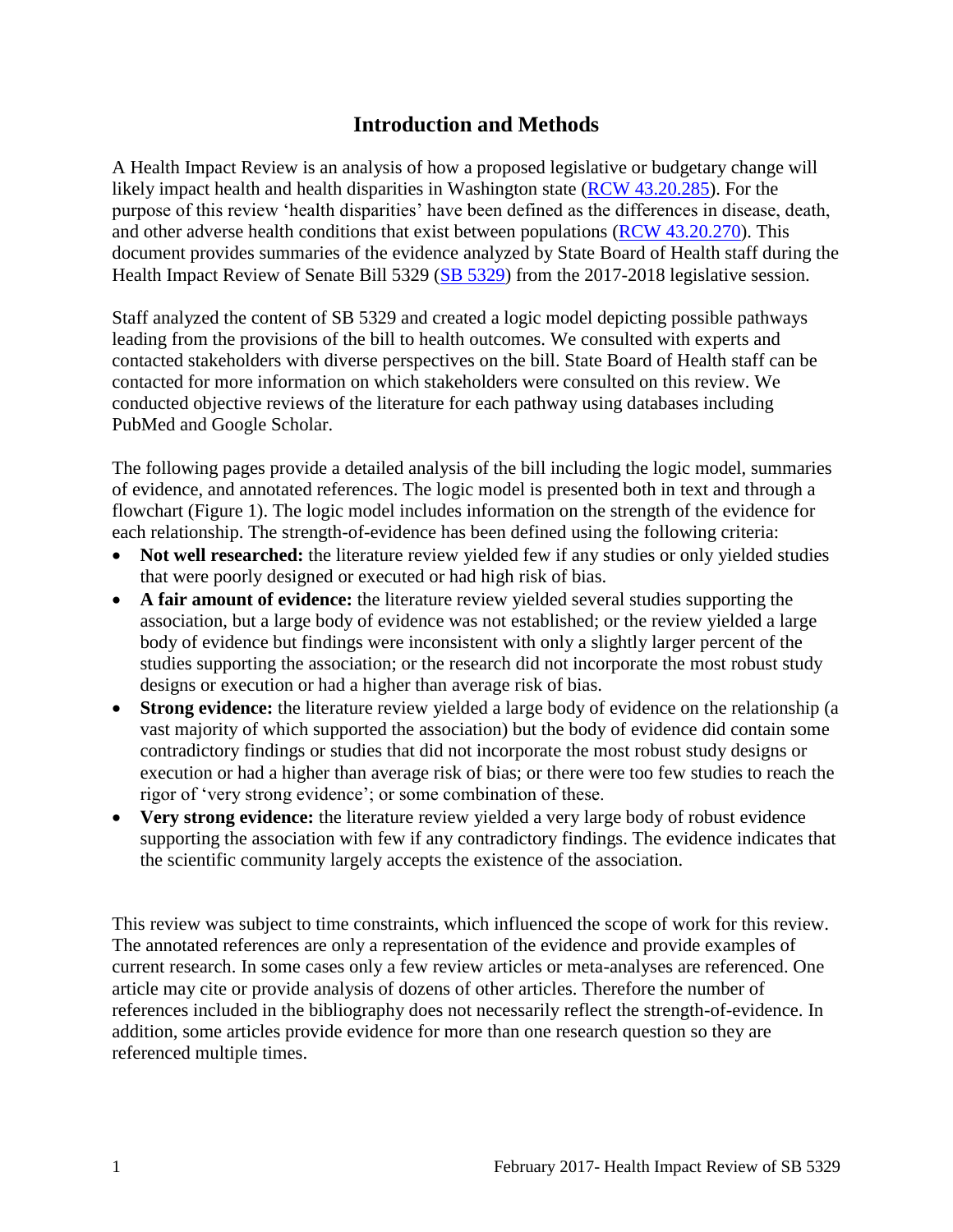# Introduction and Methods

A Health Impact Review is an analysis of how a proposed legislative or budgetary change will likely impact health and health disparities in Washington state (RCW 43.20.285). For the purpose of this review 'health disparities' have been defined as the differences in disease, death, and other adverse health conditions that exist between populations (RCW 43.20.270). This document provides summaries of the evidence analyzed by State Board of Health staff during the Health Impact Review of Senate Bill 5329 (SB 5329) from the 2017-2018 legislative session.

Staff analyzed the content of SB 5329 and created a logic model depicting possible pathways leading from the provisions of the bill to health outcomes. We consulted with experts and contacted stakeholders with diverse perspectives on the bill. State Board of Health staff can be contacted for more information on which stakeholders were consulted on this review. We conducted objective reviews of the literature for each pathway using databases including PubMed and Google Scholar.

The following pages provide a detailed analysis of the bill including the logic model, summaries of evidence, and annotated references. The logic model is presented both in text and through a flowchart (Figure 1). The logic model includes information on the strength of the evidence for each relationship. The strength-of-evidence has been defined using the following criteria:

- **Not well researched:** the literature review yielded few if any studies or only yielded studies that were poorly designed or executed or had high risk of bias.
- **A fair amount of evidence:** the literature review yielded several studies supporting the association, but a large body of evidence was not established; or the review yielded a large body of evidence but findings were inconsistent with only a slightly larger percent of the studies supporting the association; or the research did not incorporate the most robust study designs or execution or had a higher than average risk of bias.
- **Strong evidence:** the literature review yielded a large body of evidence on the relationship (a vast majority of which supported the association) but the body of evidence did contain some contradictory findings or studies that did not incorporate the most robust study designs or execution or had a higher than average risk of bias; or there were too few studies to reach the rigor of 'very strong evidence'; or some combination of these.
- **Very strong evidence:** the literature review yielded a very large body of robust evidence supporting the association with few if any contradictory findings. The evidence indicates that the scientific community largely accepts the existence of the association.

This review was subject to time constraints, which influenced the scope of work for this review. The annotated references are only a representation of the evidence and provide examples of current research. In some cases only a few review articles or meta-analyses are referenced. One article may cite or provide analysis of dozens of other articles. Therefore the number of references included in the bibliography does not necessarily reflect the strength-of-evidence. In addition, some articles provide evidence for more than one research question so they are referenced multiple times.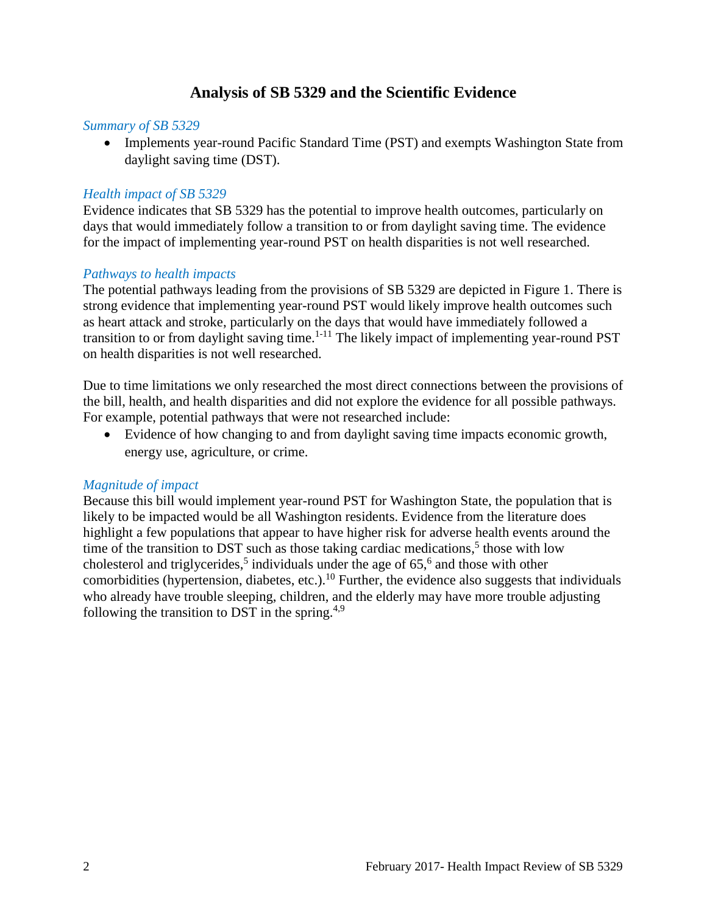# Analysis of SB 5329 and the Scientific Evidence

*Summary of SB 5329*

- Implements year-round Pacific Standard Time (PST) and exempts Washington State from daylight saving time (DST).

*Health impact of SB 5329*

Evidence indicates that SB 5329 has the potential to improve health outcomes, particularly on days that would immediately follow a transition to or from daylight saving time. The evidence for the impact of implementing year-round PST on health disparities is not well researched.

*Pathways to health impacts*

The potential pathways leading from the provisions of SB 5329 are depicted in Figure 1. There is strong evidence that implementing year-round PST would likely improve health outcomes such as heart attack and stroke, particularly on the days that would have immediately followed a transition to or from daylight saving time.[1-11] The likely impact of implementing year-round PST on health disparities is not well researched.

Due to time limitations we only researched the most direct connections between the provisions of the bill, health, and health disparities and did not explore the evidence for all possible pathways. For example, potential pathways that were not researched include:

- Evidence of how changing to and from daylight saving time impacts economic growth, energy use, agriculture, or crime.

*Magnitude of impact*

Because this bill would implement year-round PST for Washington State, the population that is likely to be impacted would be all Washington residents. Evidence from the literature does highlight a few populations that appear to have higher risk for adverse health events around the time of the transition to DST such as those taking cardiac medications,[5] those with low cholesterol and triglycerides,[5] individuals under the age of 65,[6] and those with other comorbidities (hypertension, diabetes, etc.).[10] Further, the evidence also suggests that individuals who already have trouble sleeping, children, and the elderly may have more trouble adjusting following the transition to DST in the spring.[4,9]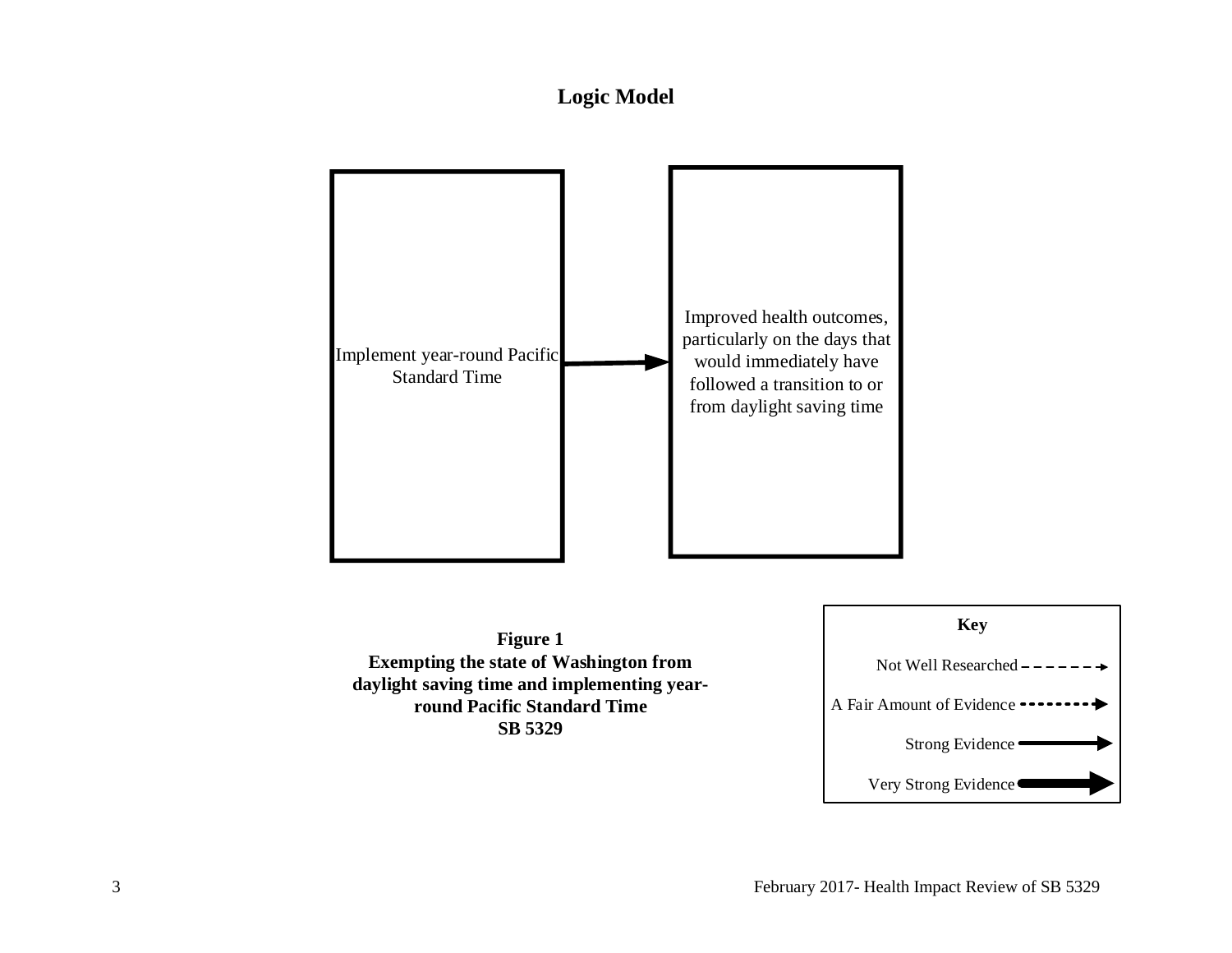## Logic Model

Implement year-round Pacific Standard Time → Improved health outcomes, particularly on the days that would immediately have followed a transition to or from daylight saving time

**Figure 1**
**Exempting the state of Washington from daylight saving time and implementing year-round Pacific Standard Time**
**SB 5329**

**Key**

Not Well Researched
A Fair Amount of Evidence
Strong Evidence
Very Strong Evidence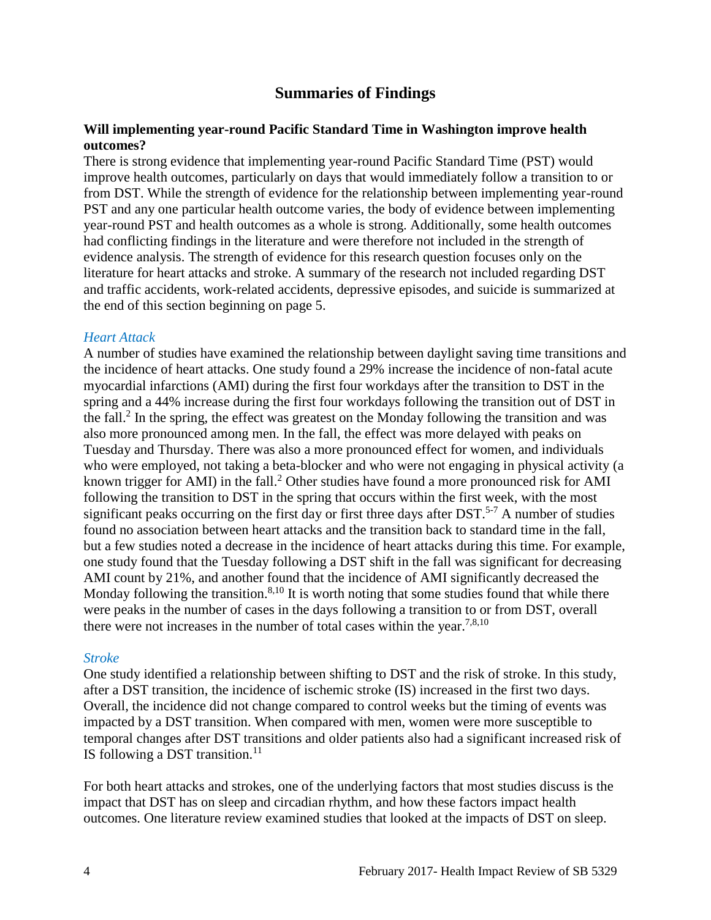## Summaries of Findings

**Will implementing year-round Pacific Standard Time in Washington improve health outcomes?**

There is strong evidence that implementing year-round Pacific Standard Time (PST) would improve health outcomes, particularly on days that would immediately follow a transition to or from DST. While the strength of evidence for the relationship between implementing year-round PST and any one particular health outcome varies, the body of evidence between implementing year-round PST and health outcomes as a whole is strong. Additionally, some health outcomes had conflicting findings in the literature and were therefore not included in the strength of evidence analysis. The strength of evidence for this research question focuses only on the literature for heart attacks and stroke. A summary of the research not included regarding DST and traffic accidents, work-related accidents, depressive episodes, and suicide is summarized at the end of this section beginning on page 5.

### *Heart Attack*

A number of studies have examined the relationship between daylight saving time transitions and the incidence of heart attacks. One study found a 29% increase the incidence of non-fatal acute myocardial infarctions (AMI) during the first four workdays after the transition to DST in the spring and a 44% increase during the first four workdays following the transition out of DST in the fall.[2] In the spring, the effect was greatest on the Monday following the transition and was also more pronounced among men. In the fall, the effect was more delayed with peaks on Tuesday and Thursday. There was also a more pronounced effect for women, and individuals who were employed, not taking a beta-blocker and who were not engaging in physical activity (a known trigger for AMI) in the fall.[2] Other studies have found a more pronounced risk for AMI following the transition to DST in the spring that occurs within the first week, with the most significant peaks occurring on the first day or first three days after DST.[5-7] A number of studies found no association between heart attacks and the transition back to standard time in the fall, but a few studies noted a decrease in the incidence of heart attacks during this time. For example, one study found that the Tuesday following a DST shift in the fall was significant for decreasing AMI count by 21%, and another found that the incidence of AMI significantly decreased the Monday following the transition.[8,10] It is worth noting that some studies found that while there were peaks in the number of cases in the days following a transition to or from DST, overall there were not increases in the number of total cases within the year.[7,8,10]

### *Stroke*

One study identified a relationship between shifting to DST and the risk of stroke. In this study, after a DST transition, the incidence of ischemic stroke (IS) increased in the first two days. Overall, the incidence did not change compared to control weeks but the timing of events was impacted by a DST transition. When compared with men, women were more susceptible to temporal changes after DST transitions and older patients also had a significant increased risk of IS following a DST transition.[11]

For both heart attacks and strokes, one of the underlying factors that most studies discuss is the impact that DST has on sleep and circadian rhythm, and how these factors impact health outcomes. One literature review examined studies that looked at the impacts of DST on sleep.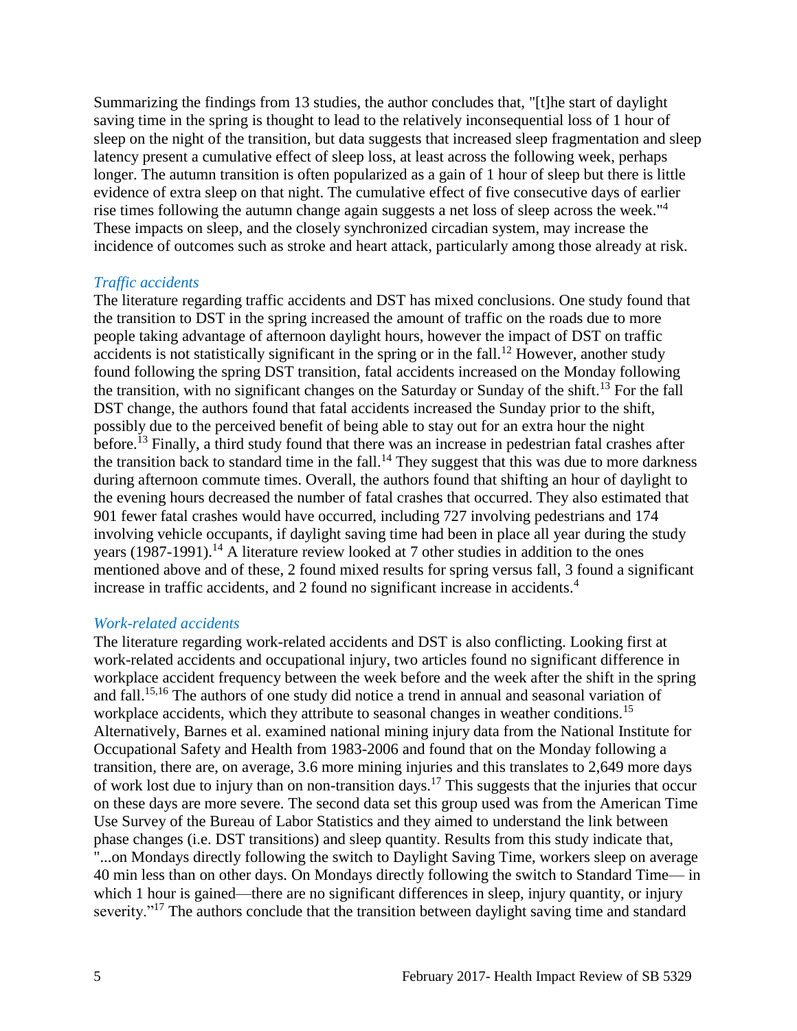Summarizing the findings from 13 studies, the author concludes that, "[t]he start of daylight saving time in the spring is thought to lead to the relatively inconsequential loss of 1 hour of sleep on the night of the transition, but data suggests that increased sleep fragmentation and sleep latency present a cumulative effect of sleep loss, at least across the following week, perhaps longer. The autumn transition is often popularized as a gain of 1 hour of sleep but there is little evidence of extra sleep on that night. The cumulative effect of five consecutive days of earlier rise times following the autumn change again suggests a net loss of sleep across the week."[4] These impacts on sleep, and the closely synchronized circadian system, may increase the incidence of outcomes such as stroke and heart attack, particularly among those already at risk.

### *Traffic accidents*

The literature regarding traffic accidents and DST has mixed conclusions. One study found that the transition to DST in the spring increased the amount of traffic on the roads due to more people taking advantage of afternoon daylight hours, however the impact of DST on traffic accidents is not statistically significant in the spring or in the fall.[12] However, another study found following the spring DST transition, fatal accidents increased on the Monday following the transition, with no significant changes on the Saturday or Sunday of the shift.[13] For the fall DST change, the authors found that fatal accidents increased the Sunday prior to the shift, possibly due to the perceived benefit of being able to stay out for an extra hour the night before.[13] Finally, a third study found that there was an increase in pedestrian fatal crashes after the transition back to standard time in the fall.[14] They suggest that this was due to more darkness during afternoon commute times. Overall, the authors found that shifting an hour of daylight to the evening hours decreased the number of fatal crashes that occurred. They also estimated that 901 fewer fatal crashes would have occurred, including 727 involving pedestrians and 174 involving vehicle occupants, if daylight saving time had been in place all year during the study years (1987-1991).[14] A literature review looked at 7 other studies in addition to the ones mentioned above and of these, 2 found mixed results for spring versus fall, 3 found a significant increase in traffic accidents, and 2 found no significant increase in accidents.[4]

### *Work-related accidents*

The literature regarding work-related accidents and DST is also conflicting. Looking first at work-related accidents and occupational injury, two articles found no significant difference in workplace accident frequency between the week before and the week after the shift in the spring and fall.[15,16] The authors of one study did notice a trend in annual and seasonal variation of workplace accidents, which they attribute to seasonal changes in weather conditions.[15] Alternatively, Barnes et al. examined national mining injury data from the National Institute for Occupational Safety and Health from 1983-2006 and found that on the Monday following a transition, there are, on average, 3.6 more mining injuries and this translates to 2,649 more days of work lost due to injury than on non-transition days.[17] This suggests that the injuries that occur on these days are more severe. The second data set this group used was from the American Time Use Survey of the Bureau of Labor Statistics and they aimed to understand the link between phase changes (i.e. DST transitions) and sleep quantity. Results from this study indicate that, "...on Mondays directly following the switch to Daylight Saving Time, workers sleep on average 40 min less than on other days. On Mondays directly following the switch to Standard Time— in which 1 hour is gained—there are no significant differences in sleep, injury quantity, or injury severity."[17] The authors conclude that the transition between daylight saving time and standard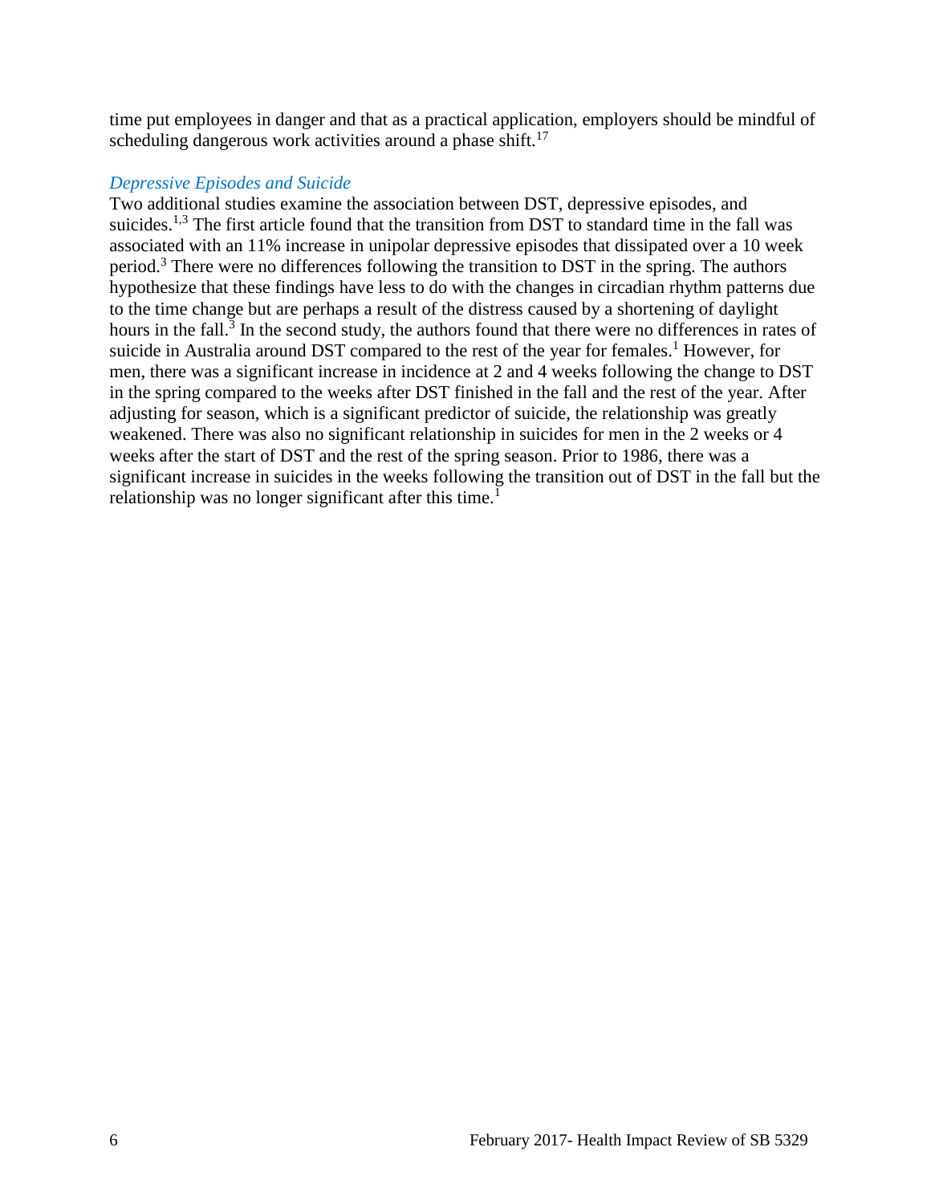time put employees in danger and that as a practical application, employers should be mindful of scheduling dangerous work activities around a phase shift.[17]

### *Depressive Episodes and Suicide*

Two additional studies examine the association between DST, depressive episodes, and suicides.[1,3] The first article found that the transition from DST to standard time in the fall was associated with an 11% increase in unipolar depressive episodes that dissipated over a 10 week period.[3] There were no differences following the transition to DST in the spring. The authors hypothesize that these findings have less to do with the changes in circadian rhythm patterns due to the time change but are perhaps a result of the distress caused by a shortening of daylight hours in the fall.[3] In the second study, the authors found that there were no differences in rates of suicide in Australia around DST compared to the rest of the year for females.[1] However, for men, there was a significant increase in incidence at 2 and 4 weeks following the change to DST in the spring compared to the weeks after DST finished in the fall and the rest of the year. After adjusting for season, which is a significant predictor of suicide, the relationship was greatly weakened. There was also no significant relationship in suicides for men in the 2 weeks or 4 weeks after the start of DST and the rest of the spring season. Prior to 1986, there was a significant increase in suicides in the weeks following the transition out of DST in the fall but the relationship was no longer significant after this time.[1]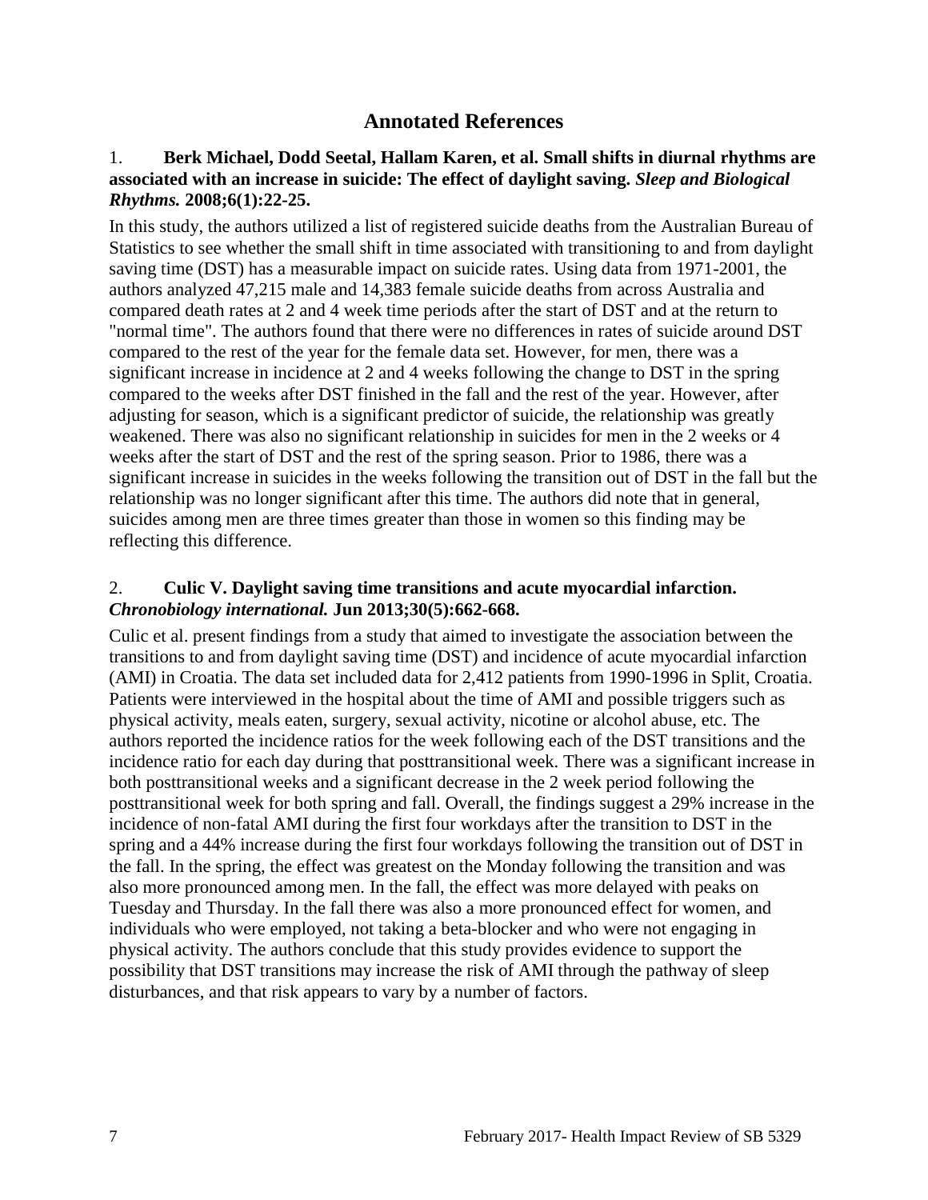## Annotated References

1. **Berk Michael, Dodd Seetal, Hallam Karen, et al. Small shifts in diurnal rhythms are associated with an increase in suicide: The effect of daylight saving. *Sleep and Biological Rhythms.* 2008;6(1):22-25.**

In this study, the authors utilized a list of registered suicide deaths from the Australian Bureau of Statistics to see whether the small shift in time associated with transitioning to and from daylight saving time (DST) has a measurable impact on suicide rates. Using data from 1971-2001, the authors analyzed 47,215 male and 14,383 female suicide deaths from across Australia and compared death rates at 2 and 4 week time periods after the start of DST and at the return to "normal time". The authors found that there were no differences in rates of suicide around DST compared to the rest of the year for the female data set. However, for men, there was a significant increase in incidence at 2 and 4 weeks following the change to DST in the spring compared to the weeks after DST finished in the fall and the rest of the year. However, after adjusting for season, which is a significant predictor of suicide, the relationship was greatly weakened. There was also no significant relationship in suicides for men in the 2 weeks or 4 weeks after the start of DST and the rest of the spring season. Prior to 1986, there was a significant increase in suicides in the weeks following the transition out of DST in the fall but the relationship was no longer significant after this time. The authors did note that in general, suicides among men are three times greater than those in women so this finding may be reflecting this difference.

2. **Culic V. Daylight saving time transitions and acute myocardial infarction. *Chronobiology international.* Jun 2013;30(5):662-668.**

Culic et al. present findings from a study that aimed to investigate the association between the transitions to and from daylight saving time (DST) and incidence of acute myocardial infarction (AMI) in Croatia. The data set included data for 2,412 patients from 1990-1996 in Split, Croatia. Patients were interviewed in the hospital about the time of AMI and possible triggers such as physical activity, meals eaten, surgery, sexual activity, nicotine or alcohol abuse, etc. The authors reported the incidence ratios for the week following each of the DST transitions and the incidence ratio for each day during that posttransitional week. There was a significant increase in both posttransitional weeks and a significant decrease in the 2 week period following the posttransitional week for both spring and fall. Overall, the findings suggest a 29% increase in the incidence of non-fatal AMI during the first four workdays after the transition to DST in the spring and a 44% increase during the first four workdays following the transition out of DST in the fall. In the spring, the effect was greatest on the Monday following the transition and was also more pronounced among men. In the fall, the effect was more delayed with peaks on Tuesday and Thursday. In the fall there was also a more pronounced effect for women, and individuals who were employed, not taking a beta-blocker and who were not engaging in physical activity. The authors conclude that this study provides evidence to support the possibility that DST transitions may increase the risk of AMI through the pathway of sleep disturbances, and that risk appears to vary by a number of factors.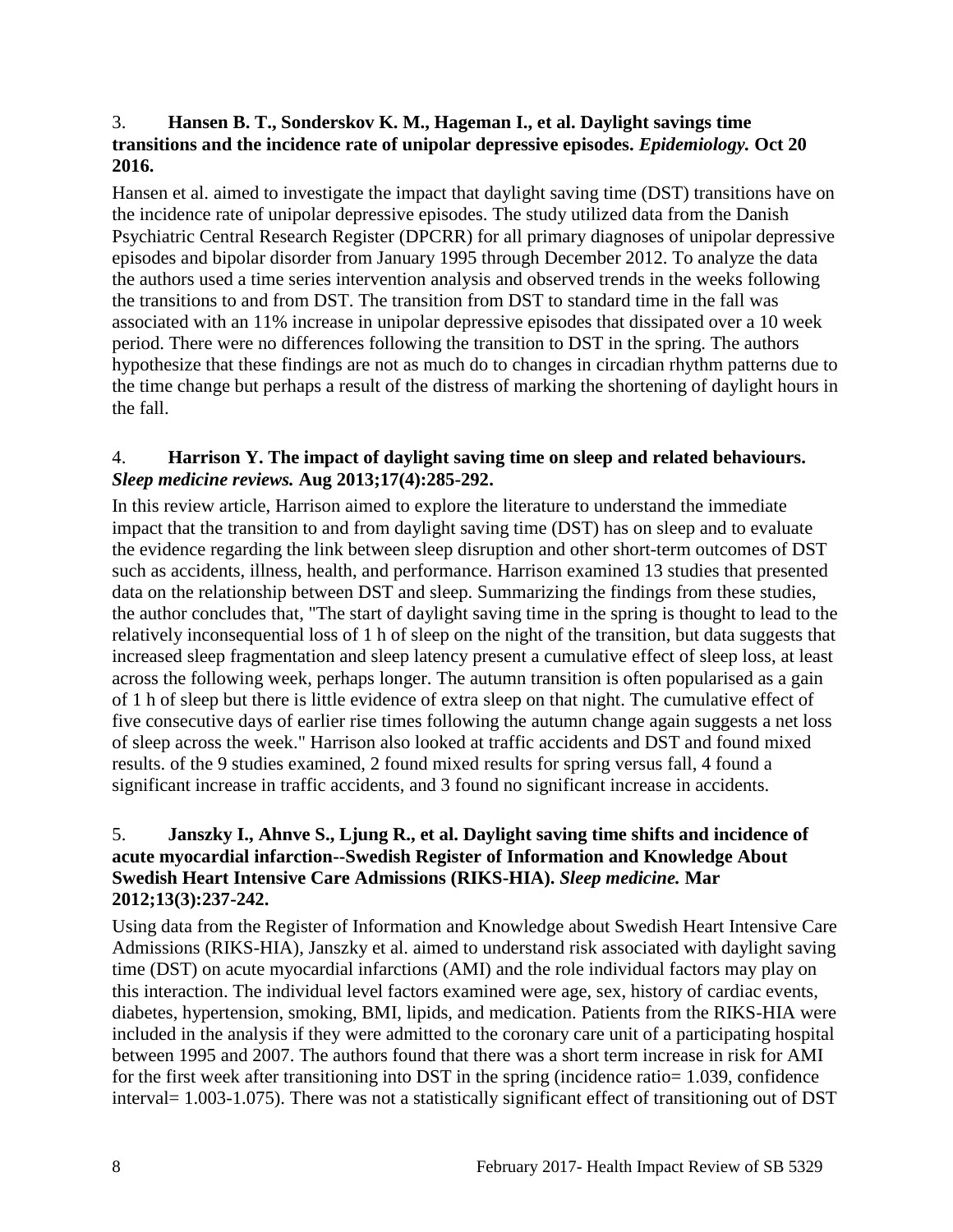3. **Hansen B. T., Sonderskov K. M., Hageman I., et al. Daylight savings time transitions and the incidence rate of unipolar depressive episodes. *Epidemiology.* Oct 20 2016.**

Hansen et al. aimed to investigate the impact that daylight saving time (DST) transitions have on the incidence rate of unipolar depressive episodes. The study utilized data from the Danish Psychiatric Central Research Register (DPCRR) for all primary diagnoses of unipolar depressive episodes and bipolar disorder from January 1995 through December 2012. To analyze the data the authors used a time series intervention analysis and observed trends in the weeks following the transitions to and from DST. The transition from DST to standard time in the fall was associated with an 11% increase in unipolar depressive episodes that dissipated over a 10 week period. There were no differences following the transition to DST in the spring. The authors hypothesize that these findings are not as much do to changes in circadian rhythm patterns due to the time change but perhaps a result of the distress of marking the shortening of daylight hours in the fall.

4. **Harrison Y. The impact of daylight saving time on sleep and related behaviours. *Sleep medicine reviews.* Aug 2013;17(4):285-292.**

In this review article, Harrison aimed to explore the literature to understand the immediate impact that the transition to and from daylight saving time (DST) has on sleep and to evaluate the evidence regarding the link between sleep disruption and other short-term outcomes of DST such as accidents, illness, health, and performance. Harrison examined 13 studies that presented data on the relationship between DST and sleep. Summarizing the findings from these studies, the author concludes that, "The start of daylight saving time in the spring is thought to lead to the relatively inconsequential loss of 1 h of sleep on the night of the transition, but data suggests that increased sleep fragmentation and sleep latency present a cumulative effect of sleep loss, at least across the following week, perhaps longer. The autumn transition is often popularised as a gain of 1 h of sleep but there is little evidence of extra sleep on that night. The cumulative effect of five consecutive days of earlier rise times following the autumn change again suggests a net loss of sleep across the week." Harrison also looked at traffic accidents and DST and found mixed results. of the 9 studies examined, 2 found mixed results for spring versus fall, 4 found a significant increase in traffic accidents, and 3 found no significant increase in accidents.

5. **Janszky I., Ahnve S., Ljung R., et al. Daylight saving time shifts and incidence of acute myocardial infarction--Swedish Register of Information and Knowledge About Swedish Heart Intensive Care Admissions (RIKS-HIA). *Sleep medicine.* Mar 2012;13(3):237-242.**

Using data from the Register of Information and Knowledge about Swedish Heart Intensive Care Admissions (RIKS-HIA), Janszky et al. aimed to understand risk associated with daylight saving time (DST) on acute myocardial infarctions (AMI) and the role individual factors may play on this interaction. The individual level factors examined were age, sex, history of cardiac events, diabetes, hypertension, smoking, BMI, lipids, and medication. Patients from the RIKS-HIA were included in the analysis if they were admitted to the coronary care unit of a participating hospital between 1995 and 2007. The authors found that there was a short term increase in risk for AMI for the first week after transitioning into DST in the spring (incidence ratio= 1.039, confidence interval= 1.003-1.075). There was not a statistically significant effect of transitioning out of DST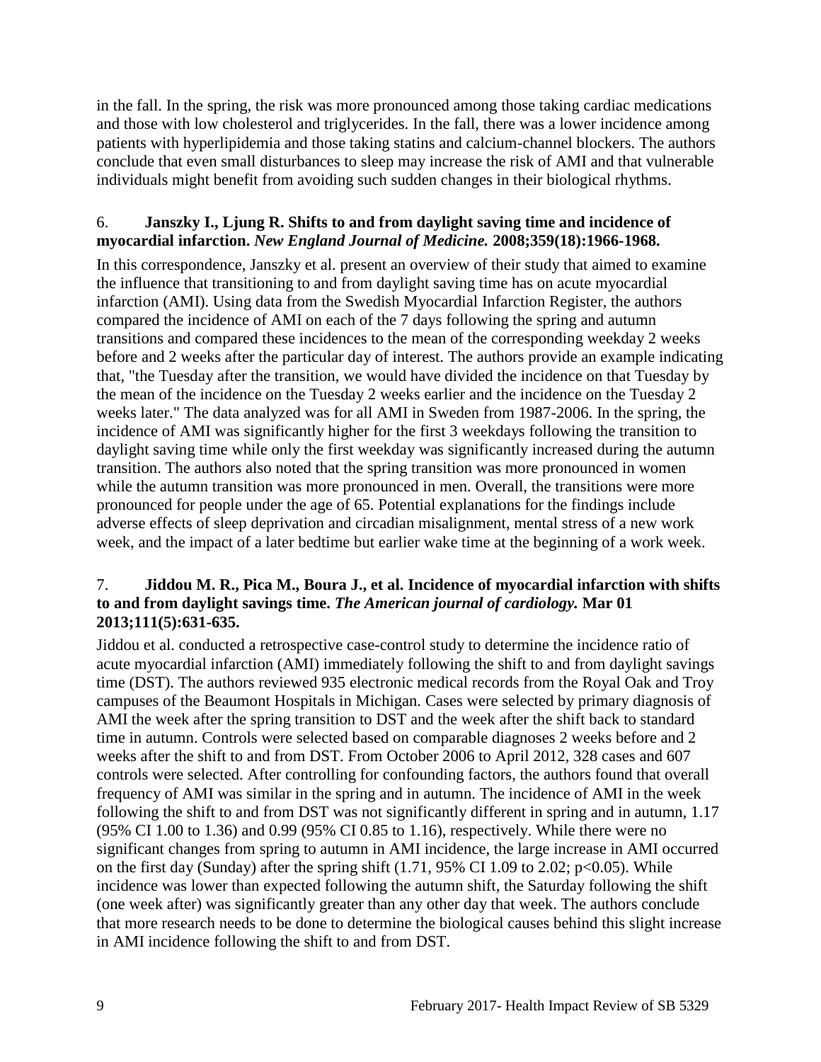in the fall. In the spring, the risk was more pronounced among those taking cardiac medications and those with low cholesterol and triglycerides. In the fall, there was a lower incidence among patients with hyperlipidemia and those taking statins and calcium-channel blockers. The authors conclude that even small disturbances to sleep may increase the risk of AMI and that vulnerable individuals might benefit from avoiding such sudden changes in their biological rhythms.

6. **Janszky I., Ljung R. Shifts to and from daylight saving time and incidence of myocardial infarction.** ***New England Journal of Medicine.*** **2008;359(18):1966-1968.**

In this correspondence, Janszky et al. present an overview of their study that aimed to examine the influence that transitioning to and from daylight saving time has on acute myocardial infarction (AMI). Using data from the Swedish Myocardial Infarction Register, the authors compared the incidence of AMI on each of the 7 days following the spring and autumn transitions and compared these incidences to the mean of the corresponding weekday 2 weeks before and 2 weeks after the particular day of interest. The authors provide an example indicating that, "the Tuesday after the transition, we would have divided the incidence on that Tuesday by the mean of the incidence on the Tuesday 2 weeks earlier and the incidence on the Tuesday 2 weeks later." The data analyzed was for all AMI in Sweden from 1987-2006. In the spring, the incidence of AMI was significantly higher for the first 3 weekdays following the transition to daylight saving time while only the first weekday was significantly increased during the autumn transition. The authors also noted that the spring transition was more pronounced in women while the autumn transition was more pronounced in men. Overall, the transitions were more pronounced for people under the age of 65. Potential explanations for the findings include adverse effects of sleep deprivation and circadian misalignment, mental stress of a new work week, and the impact of a later bedtime but earlier wake time at the beginning of a work week.

7. **Jiddou M. R., Pica M., Boura J., et al. Incidence of myocardial infarction with shifts to and from daylight savings time.** ***The American journal of cardiology.*** **Mar 01 2013;111(5):631-635.**

Jiddou et al. conducted a retrospective case-control study to determine the incidence ratio of acute myocardial infarction (AMI) immediately following the shift to and from daylight savings time (DST). The authors reviewed 935 electronic medical records from the Royal Oak and Troy campuses of the Beaumont Hospitals in Michigan. Cases were selected by primary diagnosis of AMI the week after the spring transition to DST and the week after the shift back to standard time in autumn. Controls were selected based on comparable diagnoses 2 weeks before and 2 weeks after the shift to and from DST. From October 2006 to April 2012, 328 cases and 607 controls were selected. After controlling for confounding factors, the authors found that overall frequency of AMI was similar in the spring and in autumn. The incidence of AMI in the week following the shift to and from DST was not significantly different in spring and in autumn, 1.17 (95% CI 1.00 to 1.36) and 0.99 (95% CI 0.85 to 1.16), respectively. While there were no significant changes from spring to autumn in AMI incidence, the large increase in AMI occurred on the first day (Sunday) after the spring shift (1.71, 95% CI 1.09 to 2.02; $p<0.05$). While incidence was lower than expected following the autumn shift, the Saturday following the shift (one week after) was significantly greater than any other day that week. The authors conclude that more research needs to be done to determine the biological causes behind this slight increase in AMI incidence following the shift to and from DST.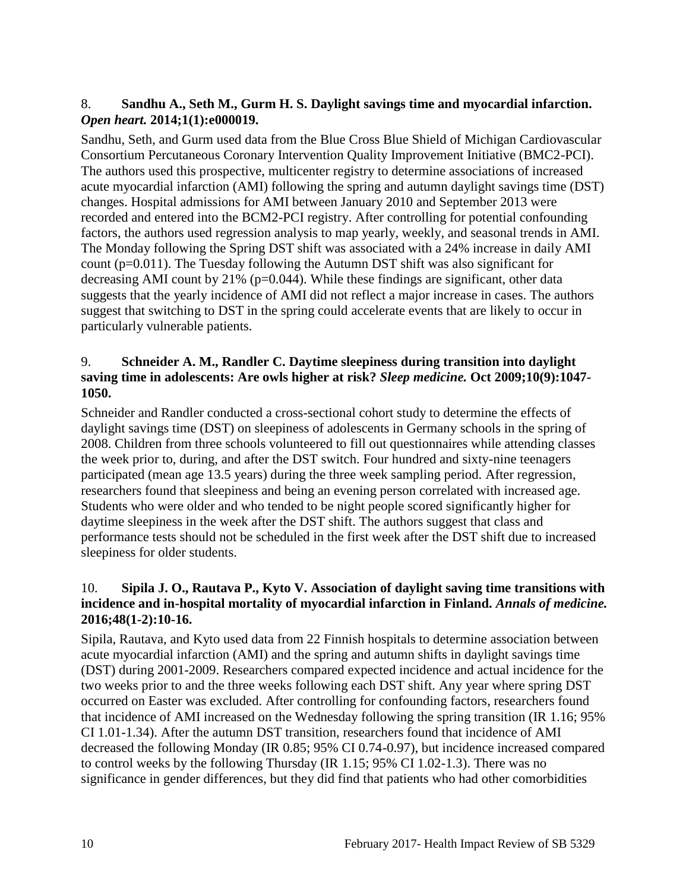8. **Sandhu A., Seth M., Gurm H. S. Daylight savings time and myocardial infarction.** ***Open heart.*** **2014;1(1):e000019.**

Sandhu, Seth, and Gurm used data from the Blue Cross Blue Shield of Michigan Cardiovascular Consortium Percutaneous Coronary Intervention Quality Improvement Initiative (BMC2-PCI). The authors used this prospective, multicenter registry to determine associations of increased acute myocardial infarction (AMI) following the spring and autumn daylight savings time (DST) changes. Hospital admissions for AMI between January 2010 and September 2013 were recorded and entered into the BCM2-PCI registry. After controlling for potential confounding factors, the authors used regression analysis to map yearly, weekly, and seasonal trends in AMI. The Monday following the Spring DST shift was associated with a 24% increase in daily AMI count (p=0.011). The Tuesday following the Autumn DST shift was also significant for decreasing AMI count by 21% (p=0.044). While these findings are significant, other data suggests that the yearly incidence of AMI did not reflect a major increase in cases. The authors suggest that switching to DST in the spring could accelerate events that are likely to occur in particularly vulnerable patients.

9. **Schneider A. M., Randler C. Daytime sleepiness during transition into daylight saving time in adolescents: Are owls higher at risk?** ***Sleep medicine.*** **Oct 2009;10(9):1047-1050.**

Schneider and Randler conducted a cross-sectional cohort study to determine the effects of daylight savings time (DST) on sleepiness of adolescents in Germany schools in the spring of 2008. Children from three schools volunteered to fill out questionnaires while attending classes the week prior to, during, and after the DST switch. Four hundred and sixty-nine teenagers participated (mean age 13.5 years) during the three week sampling period. After regression, researchers found that sleepiness and being an evening person correlated with increased age. Students who were older and who tended to be night people scored significantly higher for daytime sleepiness in the week after the DST shift. The authors suggest that class and performance tests should not be scheduled in the first week after the DST shift due to increased sleepiness for older students.

10. **Sipila J. O., Rautava P., Kyto V. Association of daylight saving time transitions with incidence and in-hospital mortality of myocardial infarction in Finland.** ***Annals of medicine.*** **2016;48(1-2):10-16.**

Sipila, Rautava, and Kyto used data from 22 Finnish hospitals to determine association between acute myocardial infarction (AMI) and the spring and autumn shifts in daylight savings time (DST) during 2001-2009. Researchers compared expected incidence and actual incidence for the two weeks prior to and the three weeks following each DST shift. Any year where spring DST occurred on Easter was excluded. After controlling for confounding factors, researchers found that incidence of AMI increased on the Wednesday following the spring transition (IR 1.16; 95% CI 1.01-1.34). After the autumn DST transition, researchers found that incidence of AMI decreased the following Monday (IR 0.85; 95% CI 0.74-0.97), but incidence increased compared to control weeks by the following Thursday (IR 1.15; 95% CI 1.02-1.3). There was no significance in gender differences, but they did find that patients who had other comorbidities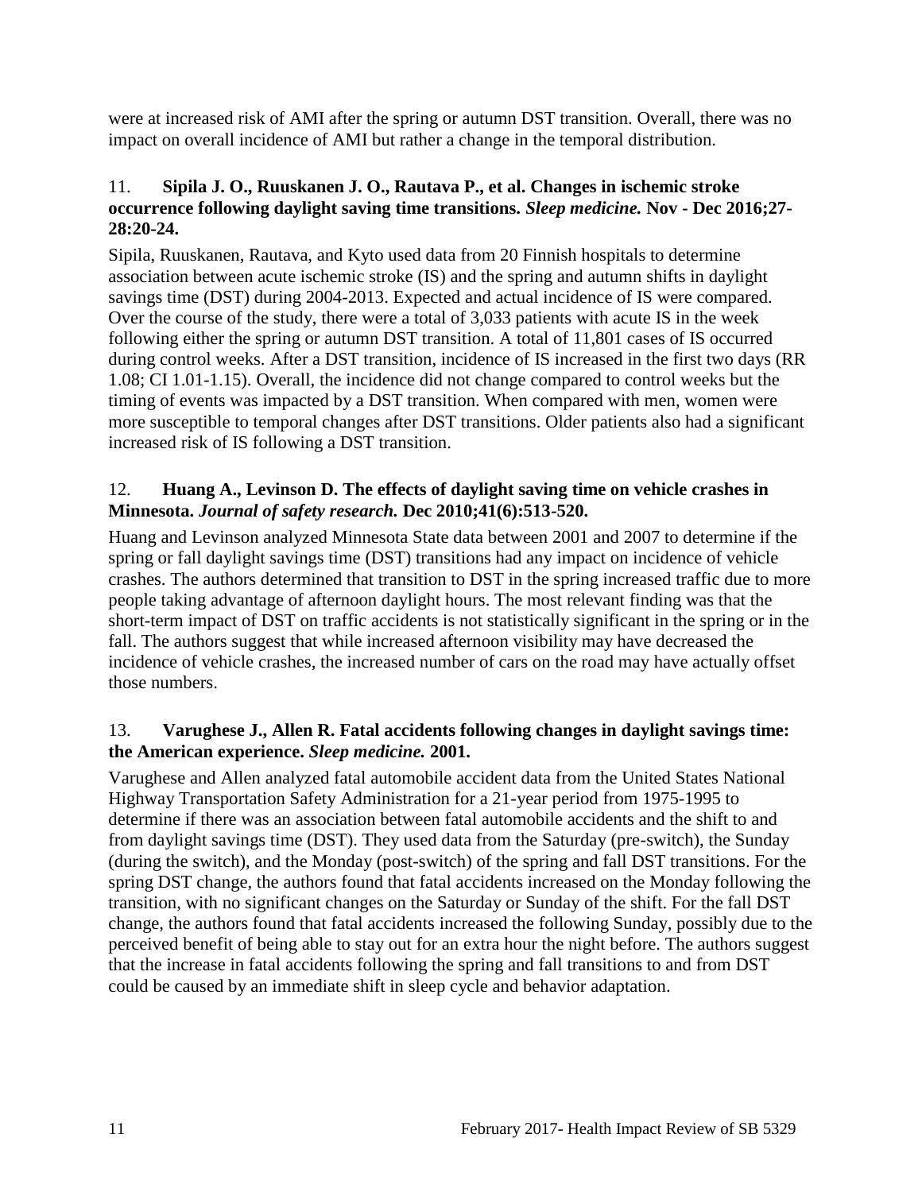were at increased risk of AMI after the spring or autumn DST transition. Overall, there was no impact on overall incidence of AMI but rather a change in the temporal distribution.

11. **Sipila J. O., Ruuskanen J. O., Rautava P., et al. Changes in ischemic stroke occurrence following daylight saving time transitions.** ***Sleep medicine.*** **Nov - Dec 2016;27-28:20-24.**

Sipila, Ruuskanen, Rautava, and Kyto used data from 20 Finnish hospitals to determine association between acute ischemic stroke (IS) and the spring and autumn shifts in daylight savings time (DST) during 2004-2013. Expected and actual incidence of IS were compared. Over the course of the study, there were a total of 3,033 patients with acute IS in the week following either the spring or autumn DST transition. A total of 11,801 cases of IS occurred during control weeks. After a DST transition, incidence of IS increased in the first two days (RR 1.08; CI 1.01-1.15). Overall, the incidence did not change compared to control weeks but the timing of events was impacted by a DST transition. When compared with men, women were more susceptible to temporal changes after DST transitions. Older patients also had a significant increased risk of IS following a DST transition.

12. **Huang A., Levinson D. The effects of daylight saving time on vehicle crashes in Minnesota.** ***Journal of safety research.*** **Dec 2010;41(6):513-520.**

Huang and Levinson analyzed Minnesota State data between 2001 and 2007 to determine if the spring or fall daylight savings time (DST) transitions had any impact on incidence of vehicle crashes. The authors determined that transition to DST in the spring increased traffic due to more people taking advantage of afternoon daylight hours. The most relevant finding was that the short-term impact of DST on traffic accidents is not statistically significant in the spring or in the fall. The authors suggest that while increased afternoon visibility may have decreased the incidence of vehicle crashes, the increased number of cars on the road may have actually offset those numbers.

13. **Varughese J., Allen R. Fatal accidents following changes in daylight savings time: the American experience.** ***Sleep medicine.*** **2001.**

Varughese and Allen analyzed fatal automobile accident data from the United States National Highway Transportation Safety Administration for a 21-year period from 1975-1995 to determine if there was an association between fatal automobile accidents and the shift to and from daylight savings time (DST). They used data from the Saturday (pre-switch), the Sunday (during the switch), and the Monday (post-switch) of the spring and fall DST transitions. For the spring DST change, the authors found that fatal accidents increased on the Monday following the transition, with no significant changes on the Saturday or Sunday of the shift. For the fall DST change, the authors found that fatal accidents increased the following Sunday, possibly due to the perceived benefit of being able to stay out for an extra hour the night before. The authors suggest that the increase in fatal accidents following the spring and fall transitions to and from DST could be caused by an immediate shift in sleep cycle and behavior adaptation.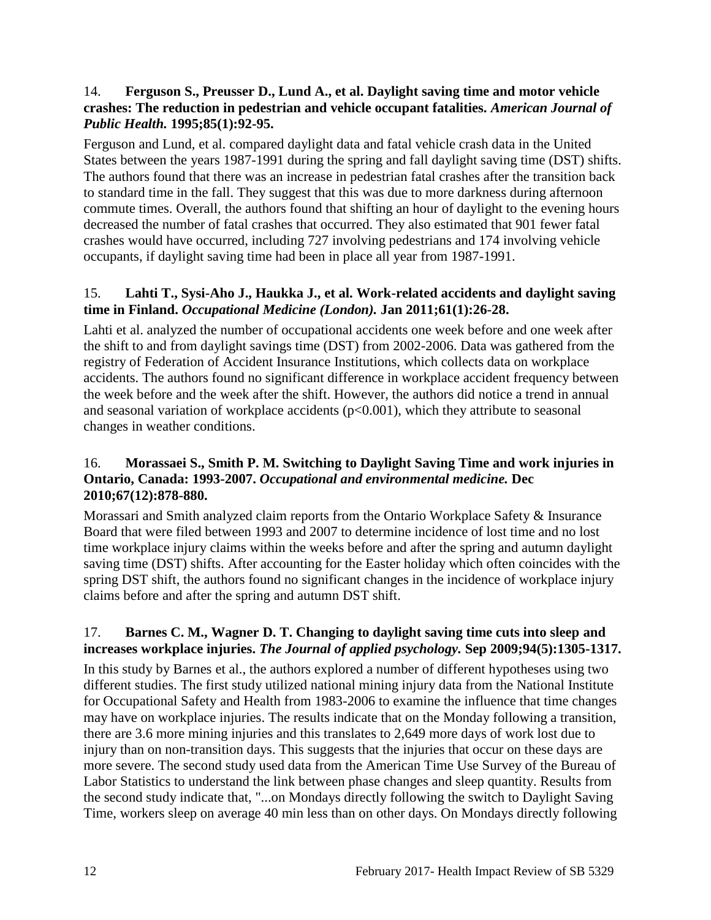14. **Ferguson S., Preusser D., Lund A., et al. Daylight saving time and motor vehicle crashes: The reduction in pedestrian and vehicle occupant fatalities.** ***American Journal of Public Health.*** **1995;85(1):92-95.**

Ferguson and Lund, et al. compared daylight data and fatal vehicle crash data in the United States between the years 1987-1991 during the spring and fall daylight saving time (DST) shifts. The authors found that there was an increase in pedestrian fatal crashes after the transition back to standard time in the fall. They suggest that this was due to more darkness during afternoon commute times. Overall, the authors found that shifting an hour of daylight to the evening hours decreased the number of fatal crashes that occurred. They also estimated that 901 fewer fatal crashes would have occurred, including 727 involving pedestrians and 174 involving vehicle occupants, if daylight saving time had been in place all year from 1987-1991.

15. **Lahti T., Sysi-Aho J., Haukka J., et al. Work-related accidents and daylight saving time in Finland.** ***Occupational Medicine (London).*** **Jan 2011;61(1):26-28.**

Lahti et al. analyzed the number of occupational accidents one week before and one week after the shift to and from daylight savings time (DST) from 2002-2006. Data was gathered from the registry of Federation of Accident Insurance Institutions, which collects data on workplace accidents. The authors found no significant difference in workplace accident frequency between the week before and the week after the shift. However, the authors did notice a trend in annual and seasonal variation of workplace accidents ($p<0.001$), which they attribute to seasonal changes in weather conditions.

16. **Morassaei S., Smith P. M. Switching to Daylight Saving Time and work injuries in Ontario, Canada: 1993-2007.** ***Occupational and environmental medicine.*** **Dec 2010;67(12):878-880.**

Morassari and Smith analyzed claim reports from the Ontario Workplace Safety & Insurance Board that were filed between 1993 and 2007 to determine incidence of lost time and no lost time workplace injury claims within the weeks before and after the spring and autumn daylight saving time (DST) shifts. After accounting for the Easter holiday which often coincides with the spring DST shift, the authors found no significant changes in the incidence of workplace injury claims before and after the spring and autumn DST shift.

17. **Barnes C. M., Wagner D. T. Changing to daylight saving time cuts into sleep and increases workplace injuries.** ***The Journal of applied psychology.*** **Sep 2009;94(5):1305-1317.**

In this study by Barnes et al., the authors explored a number of different hypotheses using two different studies. The first study utilized national mining injury data from the National Institute for Occupational Safety and Health from 1983-2006 to examine the influence that time changes may have on workplace injuries. The results indicate that on the Monday following a transition, there are 3.6 more mining injuries and this translates to 2,649 more days of work lost due to injury than on non-transition days. This suggests that the injuries that occur on these days are more severe. The second study used data from the American Time Use Survey of the Bureau of Labor Statistics to understand the link between phase changes and sleep quantity. Results from the second study indicate that, "...on Mondays directly following the switch to Daylight Saving Time, workers sleep on average 40 min less than on other days. On Mondays directly following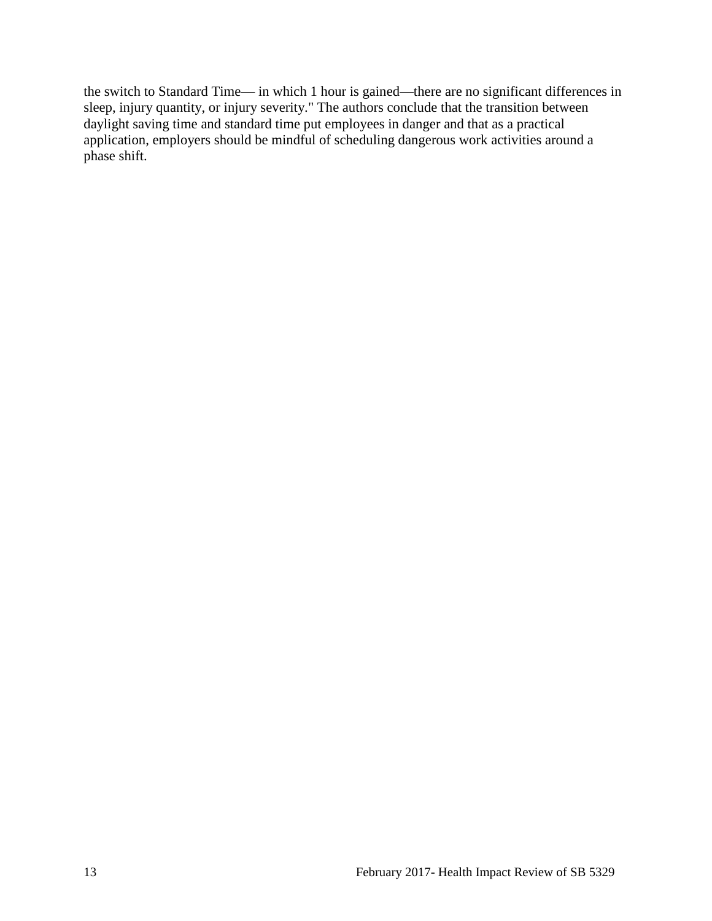the switch to Standard Time— in which 1 hour is gained—there are no significant differences in sleep, injury quantity, or injury severity." The authors conclude that the transition between daylight saving time and standard time put employees in danger and that as a practical application, employers should be mindful of scheduling dangerous work activities around a phase shift.